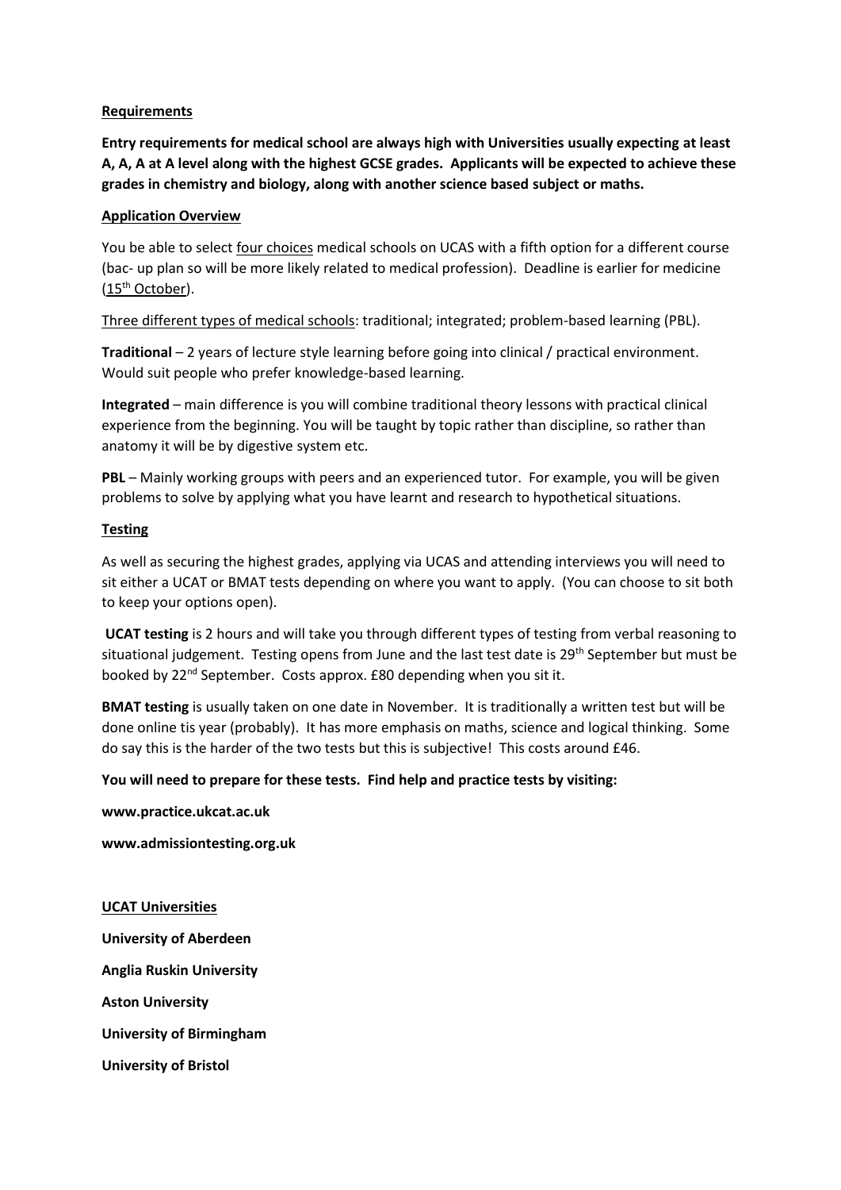## Requirements

**Entry requirements for medical school are always high with Universities usually expecting at least A, A, A at A level along with the highest GCSE grades. Applicants will be expected to achieve these grades in chemistry and biology, along with another science based subject or maths.**

## Application Overview

You be able to select four choices medical schools on UCAS with a fifth option for a different course (bac- up plan so will be more likely related to medical profession). Deadline is earlier for medicine (15th October).

Three different types of medical schools: traditional; integrated; problem-based learning (PBL).

**Traditional** – 2 years of lecture style learning before going into clinical / practical environment. Would suit people who prefer knowledge-based learning.

**Integrated** – main difference is you will combine traditional theory lessons with practical clinical experience from the beginning. You will be taught by topic rather than discipline, so rather than anatomy it will be by digestive system etc.

**PBL** – Mainly working groups with peers and an experienced tutor. For example, you will be given problems to solve by applying what you have learnt and research to hypothetical situations.

## Testing

As well as securing the highest grades, applying via UCAS and attending interviews you will need to sit either a UCAT or BMAT tests depending on where you want to apply. (You can choose to sit both to keep your options open).

**UCAT testing** is 2 hours and will take you through different types of testing from verbal reasoning to situational judgement. Testing opens from June and the last test date is 29th September but must be booked by 22nd September. Costs approx. £80 depending when you sit it.

**BMAT testing** is usually taken on one date in November. It is traditionally a written test but will be done online tis year (probably). It has more emphasis on maths, science and logical thinking. Some do say this is the harder of the two tests but this is subjective! This costs around £46.

**You will need to prepare for these tests. Find help and practice tests by visiting:**

**www.practice.ukcat.ac.uk**

**www.admissiontesting.org.uk**

## UCAT Universities

**University of Aberdeen**

**Anglia Ruskin University**

**Aston University**

**University of Birmingham**

**University of Bristol**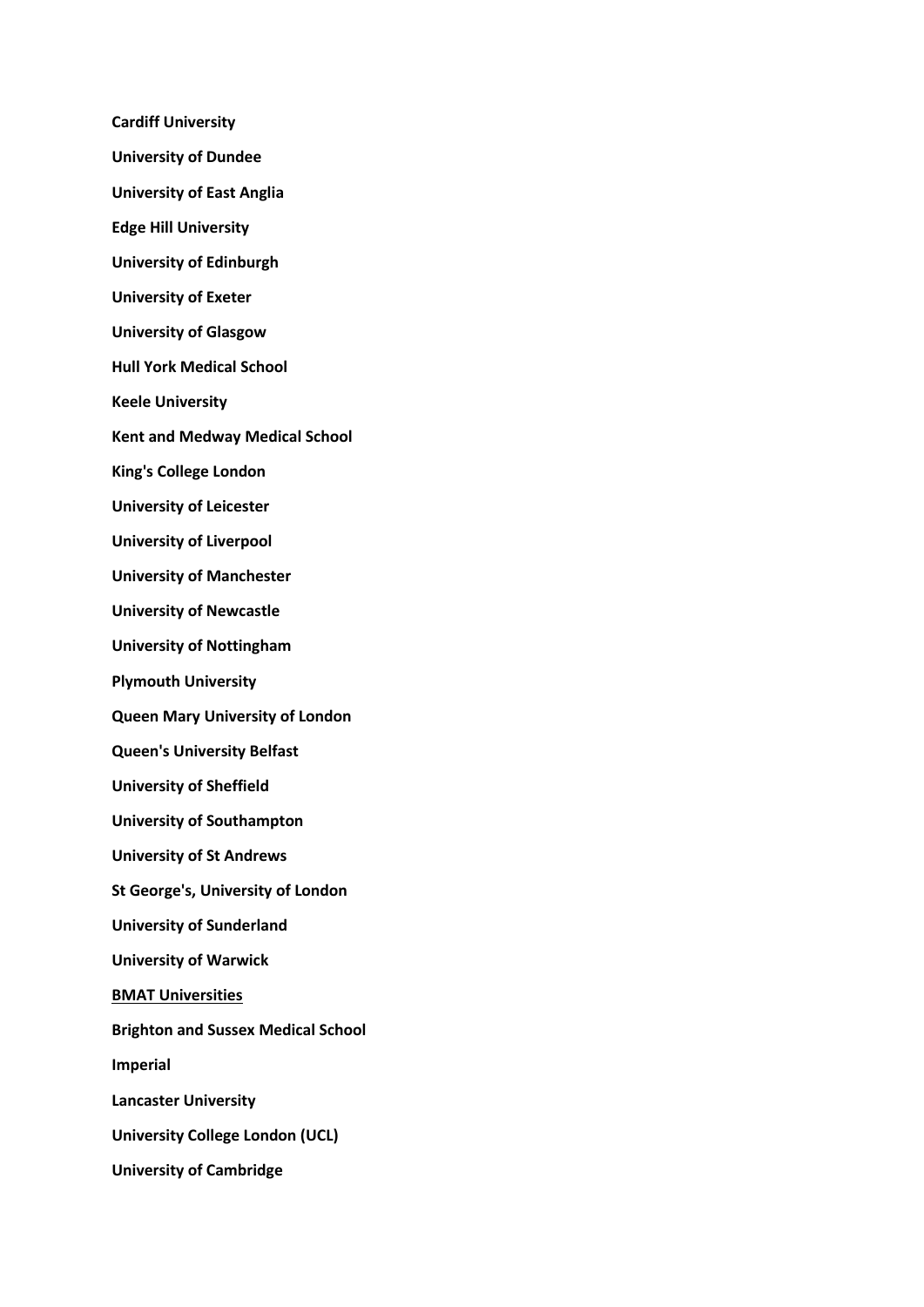**Cardiff University**

**University of Dundee**

**University of East Anglia**

**Edge Hill University**

**University of Edinburgh**

**University of Exeter**

**University of Glasgow**

**Hull York Medical School**

**Keele University**

**Kent and Medway Medical School**

**King's College London**

**University of Leicester**

**University of Liverpool**

**University of Manchester**

**University of Newcastle**

**University of Nottingham**

**Plymouth University**

**Queen Mary University of London**

**Queen's University Belfast**

**University of Sheffield**

**University of Southampton**

**University of St Andrews**

**St George's, University of London**

**University of Sunderland**

**University of Warwick**

**BMAT Universities**

**Brighton and Sussex Medical School**

**Imperial**

**Lancaster University**

**University College London (UCL)**

**University of Cambridge**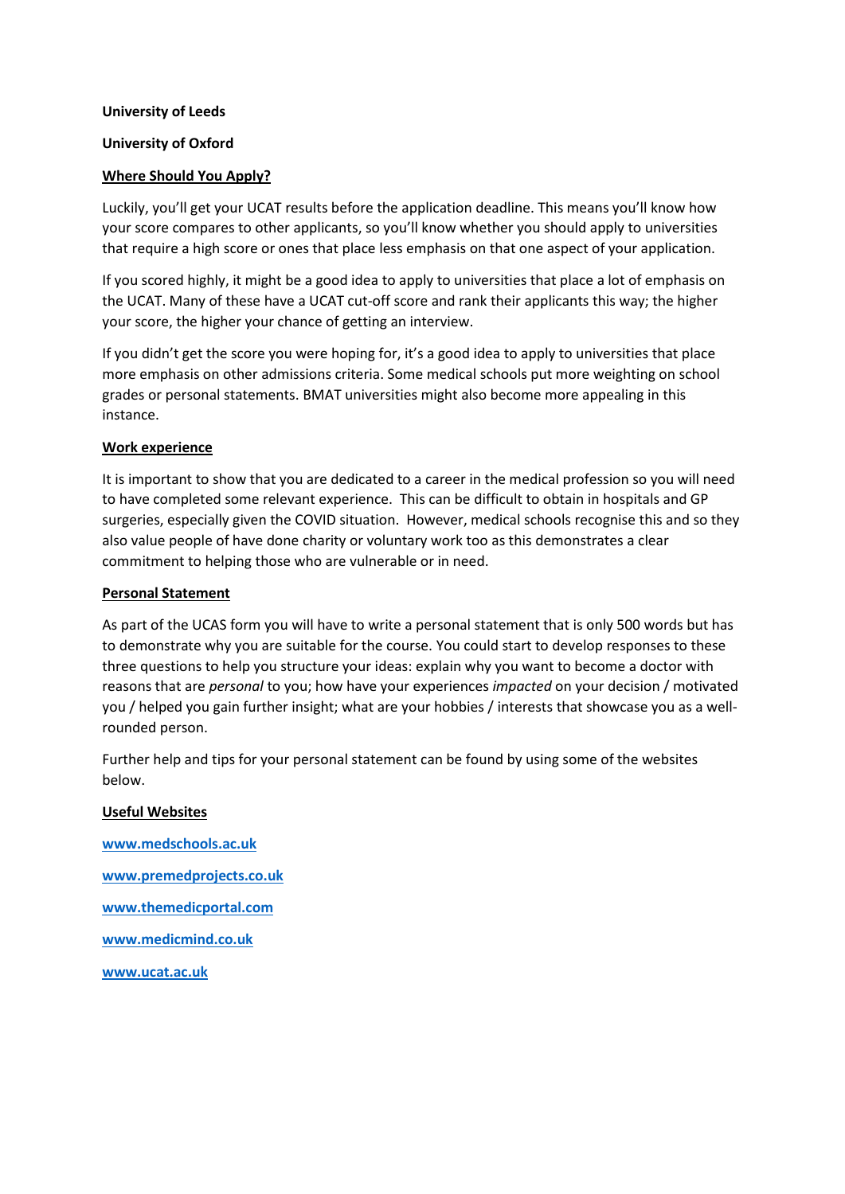**University of Leeds**

**University of Oxford**

## Where Should You Apply?

Luckily, you'll get your UCAT results before the application deadline. This means you'll know how your score compares to other applicants, so you'll know whether you should apply to universities that require a high score or ones that place less emphasis on that one aspect of your application.

If you scored highly, it might be a good idea to apply to universities that place a lot of emphasis on the UCAT. Many of these have a UCAT cut-off score and rank their applicants this way; the higher your score, the higher your chance of getting an interview.

If you didn't get the score you were hoping for, it's a good idea to apply to universities that place more emphasis on other admissions criteria. Some medical schools put more weighting on school grades or personal statements. BMAT universities might also become more appealing in this instance.

## Work experience

It is important to show that you are dedicated to a career in the medical profession so you will need to have completed some relevant experience. This can be difficult to obtain in hospitals and GP surgeries, especially given the COVID situation. However, medical schools recognise this and so they also value people of have done charity or voluntary work too as this demonstrates a clear commitment to helping those who are vulnerable or in need.

## Personal Statement

As part of the UCAS form you will have to write a personal statement that is only 500 words but has to demonstrate why you are suitable for the course. You could start to develop responses to these three questions to help you structure your ideas: explain why you want to become a doctor with reasons that are *personal* to you; how have your experiences *impacted* on your decision / motivated you / helped you gain further insight; what are your hobbies / interests that showcase you as a well-rounded person.

Further help and tips for your personal statement can be found by using some of the websites below.

## Useful Websites

**www.medschools.ac.uk**

**www.premedprojects.co.uk**

**www.themedicportal.com**

**www.medicmind.co.uk**

**www.ucat.ac.uk**